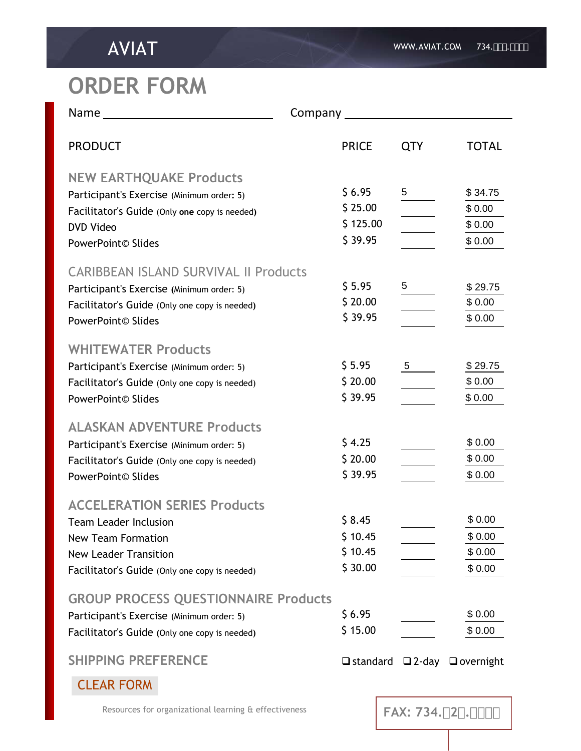AVIAT

WWW.AVIAT.COM 734.□□□.□□□□

# ORDER FORM

Name ______________________ Company ______________________

| PRODUCT | PRICE | QTY | TOTAL |
|---|---|---|---|
| **NEW EARTHQUAKE Products** | | | |
| Participant's Exercise (Minimum order: 5) | $ 6.95 | 5 | $ 34.75 |
| Facilitator's Guide (Only **one** copy is needed) | $ 25.00 | | $ 0.00 |
| DVD Video | $ 125.00 | | $ 0.00 |
| PowerPoint© Slides | $ 39.95 | | $ 0.00 |
| **CARIBBEAN ISLAND SURVIVAL II Products** | | | |
| Participant's Exercise (Minimum order: 5) | $ 5.95 | 5 | $ 29.75 |
| Facilitator's Guide (Only one copy is needed) | $ 20.00 | | $ 0.00 |
| PowerPoint© Slides | $ 39.95 | | $ 0.00 |
| **WHITEWATER Products** | | | |
| Participant's Exercise (Minimum order: 5) | $ 5.95 | 5 | $ 29.75 |
| Facilitator's Guide (Only one copy is needed) | $ 20.00 | | $ 0.00 |
| PowerPoint© Slides | $ 39.95 | | $ 0.00 |
| **ALASKAN ADVENTURE Products** | | | |
| Participant's Exercise (Minimum order: 5) | $ 4.25 | | $ 0.00 |
| Facilitator's Guide (Only one copy is needed) | $ 20.00 | | $ 0.00 |
| PowerPoint© Slides | $ 39.95 | | $ 0.00 |
| **ACCELERATION SERIES Products** | | | |
| Team Leader Inclusion | $ 8.45 | | $ 0.00 |
| New Team Formation | $ 10.45 | | $ 0.00 |
| New Leader Transition | $ 10.45 | | $ 0.00 |
| Facilitator's Guide (Only one copy is needed) | $ 30.00 | | $ 0.00 |
| **GROUP PROCESS QUESTIONNAIRE Products** | | | |
| Participant's Exercise (Minimum order: 5) | $ 6.95 | | $ 0.00 |
| Facilitator's Guide (Only one copy is needed) | $ 15.00 | | $ 0.00 |

**SHIPPING PREFERENCE** ❑ standard ❑ 2-day ❑ overnight

CLEAR FORM

Resources for organizational learning & effectiveness

FAX: 734.□2□.□□□□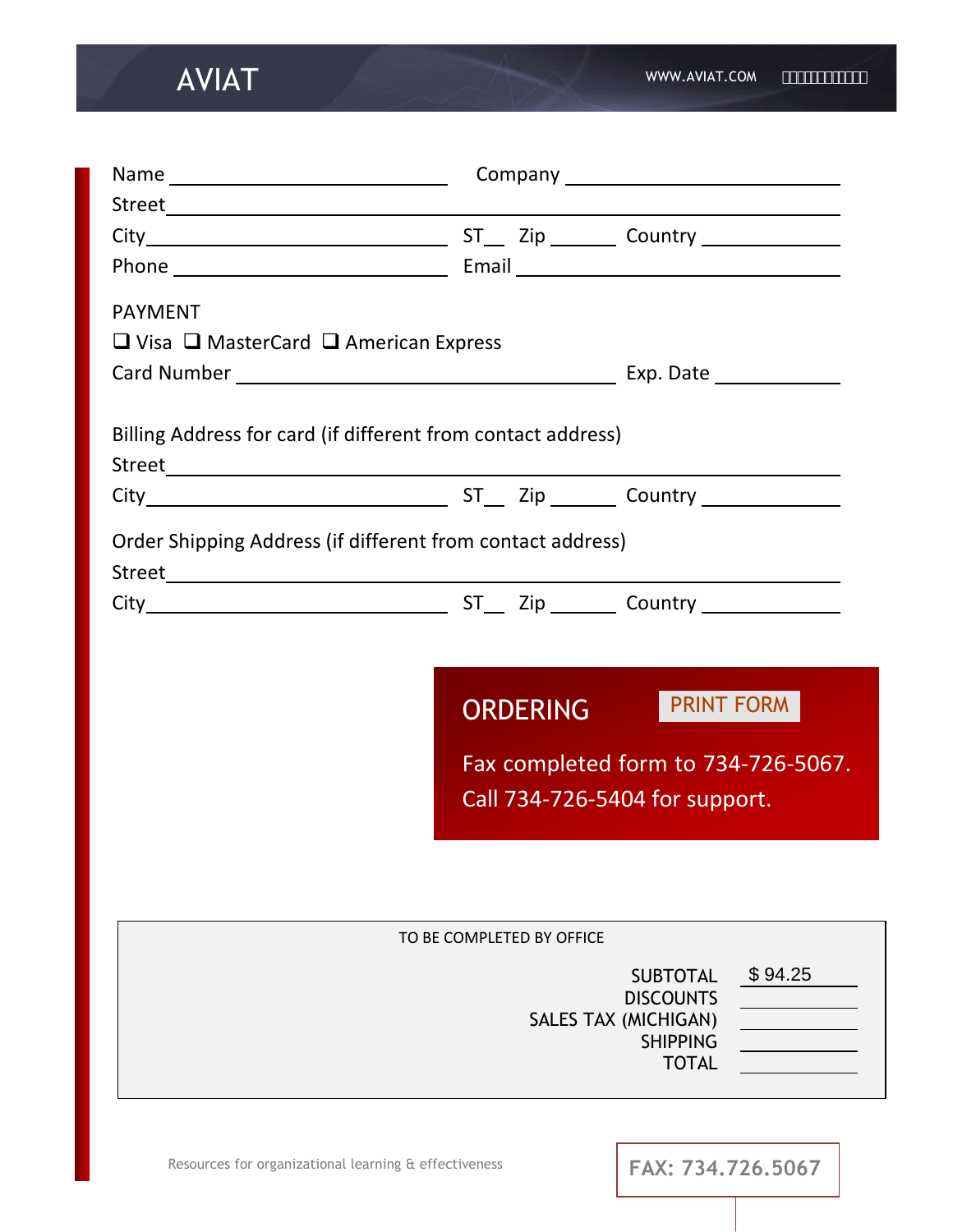AVIAT

WWW.AVIAT.COM

Name ______________________ Company ______________________

Street ____________________________________________

City ______________________ ST__ Zip ______ Country ____________

Phone ______________________ Email ______________________

PAYMENT

❑ Visa ❑ MasterCard ❑ American Express

Card Number ______________________________ Exp. Date __________

Billing Address for card (if different from contact address)

Street ____________________________________________

City ______________________ ST__ Zip ______ Country ____________

Order Shipping Address (if different from contact address)

Street ____________________________________________

City ______________________ ST__ Zip ______ Country ____________

## ORDERING

PRINT FORM

Fax completed form to 734-726-5067.

Call 734-726-5404 for support.

TO BE COMPLETED BY OFFICE

| | |
|---|---|
| SUBTOTAL | $ 94.25 |
| DISCOUNTS | |
| SALES TAX (MICHIGAN) | |
| SHIPPING | |
| TOTAL | |

Resources for organizational learning & effectiveness

FAX: 734.726.5067